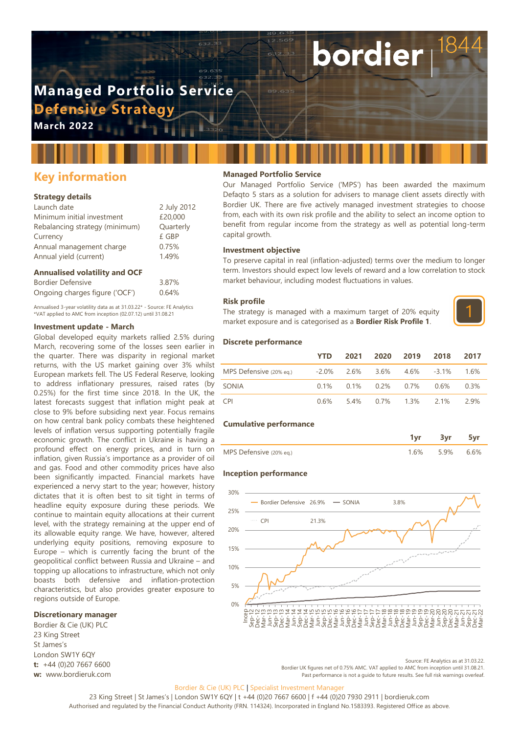# Managed Portfolio Service

## Defensive Strategy

**March 2022**

bordier | 1844

## Key information

### Strategy details

| | |
|---|---|
| Launch date | 2 July 2012 |
| Minimum initial investment | £20,000 |
| Rebalancing strategy (minimum) | Quarterly |
| Currency | £ GBP |
| Annual management charge | 0.75% |
| Annual yield (current) | 1.49% |

### Annualised volatility and OCF

| | |
|---|---|
| Bordier Defensive | 3.87% |
| Ongoing charges figure ('OCF') | 0.64% |

Annualised 3-year volatility data as at 31.03.22* - Source: FE Analytics
*VAT applied to AMC from inception (02.07.12) until 31.08.21

### Investment update - March

Global developed equity markets rallied 2.5% during March, recovering some of the losses seen earlier in the quarter. There was disparity in regional market returns, with the US market gaining over 3% whilst European markets fell. The US Federal Reserve, looking to address inflationary pressures, raised rates (by 0.25%) for the first time since 2018. In the UK, the latest forecasts suggest that inflation might peak at close to 9% before subsiding next year. Focus remains on how central bank policy combats these heightened levels of inflation versus supporting potentially fragile economic growth. The conflict in Ukraine is having a profound effect on energy prices, and in turn on inflation, given Russia's importance as a provider of oil and gas. Food and other commodity prices have also been significantly impacted. Financial markets have experienced a nervy start to the year; however, history dictates that it is often best to sit tight in terms of headline equity exposure during these periods. We continue to maintain equity allocations at their current level, with the strategy remaining at the upper end of its allowable equity range. We have, however, altered underlying equity positions, removing exposure to Europe – which is currently facing the brunt of the geopolitical conflict between Russia and Ukraine – and topping up allocations to infrastructure, which not only boasts both defensive and inflation-protection characteristics, but also provides greater exposure to regions outside of Europe.

### Discretionary manager

Bordier & Cie (UK) PLC
23 King Street
St James's
London SW1Y 6QY
**t:** +44 (0)20 7667 6600
**w:** www.bordieruk.com

### Managed Portfolio Service

Our Managed Portfolio Service ('MPS') has been awarded the maximum Defaqto 5 stars as a solution for advisers to manage client assets directly with Bordier UK. There are five actively managed investment strategies to choose from, each with its own risk profile and the ability to select an income option to benefit from regular income from the strategy as well as potential long-term capital growth.

### Investment objective

To preserve capital in real (inflation-adjusted) terms over the medium to longer term. Investors should expect low levels of reward and a low correlation to stock market behaviour, including modest fluctuations in values.

### Risk profile

The strategy is managed with a maximum target of 20% equity market exposure and is categorised as a **Bordier Risk Profile 1**.

1

### Discrete performance

| | YTD | 2021 | 2020 | 2019 | 2018 | 2017 |
|---|---|---|---|---|---|---|
| MPS Defensive (20% eq.) | -2.0% | 2.6% | 3.6% | 4.6% | -3.1% | 1.6% |
| SONIA | 0.1% | 0.1% | 0.2% | 0.7% | 0.6% | 0.3% |
| CPI | 0.6% | 5.4% | 0.7% | 1.3% | 2.1% | 2.9% |

### Cumulative performance

| | 1yr | 3yr | 5yr |
|---|---|---|---|
| MPS Defensive (20% eq.) | 1.6% | 5.9% | 6.6% |

### Inception performance

Bordier Defensive 26.9% — SONIA 3.8% — CPI 21.3%

Source: FE Analytics as at 31.03.22.
Bordier UK figures net of 0.75% AMC. VAT applied to AMC from inception until 31.08.21.
Past performance is not a guide to future results. See full risk warnings overleaf.

Bordier & Cie (UK) PLC | Specialist Investment Manager
23 King Street | St James's | London SW1Y 6QY | t +44 (0)20 7667 6600 | f +44 (0)20 7930 2911 | bordieruk.com
Authorised and regulated by the Financial Conduct Authority (FRN. 114324). Incorporated in England No.1583393. Registered Office as above.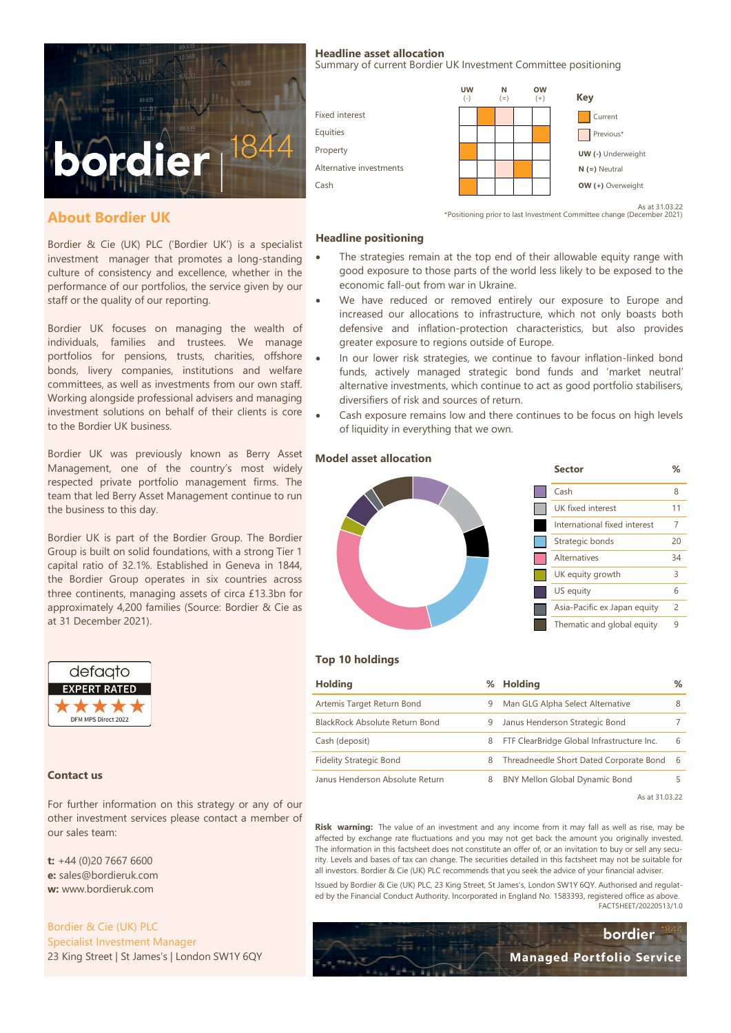## About Bordier UK

Bordier & Cie (UK) PLC ('Bordier UK') is a specialist investment manager that promotes a long-standing culture of consistency and excellence, whether in the performance of our portfolios, the service given by our staff or the quality of our reporting.

Bordier UK focuses on managing the wealth of individuals, families and trustees. We manage portfolios for pensions, trusts, charities, offshore bonds, livery companies, institutions and welfare committees, as well as investments from our own staff. Working alongside professional advisers and managing investment solutions on behalf of their clients is core to the Bordier UK business.

Bordier UK was previously known as Berry Asset Management, one of the country's most widely respected private portfolio management firms. The team that led Berry Asset Management continue to run the business to this day.

Bordier UK is part of the Bordier Group. The Bordier Group is built on solid foundations, with a strong Tier 1 capital ratio of 32.1%. Established in Geneva in 1844, the Bordier Group operates in six countries across three continents, managing assets of circa £13.3bn for approximately 4,200 families (Source: Bordier & Cie as at 31 December 2021).

defaqto EXPERT RATED
DFM MPS Direct 2022

### Contact us

For further information on this strategy or any of our other investment services please contact a member of our sales team:

**t:** +44 (0)20 7667 6600
**e:** sales@bordieruk.com
**w:** www.bordieruk.com

Bordier & Cie (UK) PLC
Specialist Investment Manager
23 King Street | St James's | London SW1Y 6QY

### Headline asset allocation

Summary of current Bordier UK Investment Committee positioning

UW (-) | N (=) | OW (+)

Fixed interest
Equities
Property
Alternative investments
Cash

Key: Current; Previous*; UW (-) Underweight; N (=) Neutral; OW (+) Overweight

As at 31.03.22
*Positioning prior to last Investment Committee change (December 2021)

### Headline positioning

- The strategies remain at the top end of their allowable equity range with good exposure to those parts of the world less likely to be exposed to the economic fall-out from war in Ukraine.
- We have reduced or removed entirely our exposure to Europe and increased our allocations to infrastructure, which not only boasts both defensive and inflation-protection characteristics, but also provides greater exposure to regions outside of Europe.
- In our lower risk strategies, we continue to favour inflation-linked bond funds, actively managed strategic bond funds and 'market neutral' alternative investments, which continue to act as good portfolio stabilisers, diversifiers of risk and sources of return.
- Cash exposure remains low and there continues to be focus on high levels of liquidity in everything that we own.

### Model asset allocation

| Sector | % |
|---|---|
| Cash | 8 |
| UK fixed interest | 11 |
| International fixed interest | 7 |
| Strategic bonds | 20 |
| Alternatives | 34 |
| UK equity growth | 3 |
| US equity | 6 |
| Asia-Pacific ex Japan equity | 2 |
| Thematic and global equity | 9 |

### Top 10 holdings

| Holding | % | Holding | % |
|---|---|---|---|
| Artemis Target Return Bond | 9 | Man GLG Alpha Select Alternative | 8 |
| BlackRock Absolute Return Bond | 9 | Janus Henderson Strategic Bond | 7 |
| Cash (deposit) | 8 | FTF ClearBridge Global Infrastructure Inc. | 6 |
| Fidelity Strategic Bond | 8 | Threadneedle Short Dated Corporate Bond | 6 |
| Janus Henderson Absolute Return | 8 | BNY Mellon Global Dynamic Bond | 5 |

As at 31.03.22

**Risk warning:** The value of an investment and any income from it may fall as well as rise, may be affected by exchange rate fluctuations and you may not get back the amount you originally invested. The information in this factsheet does not constitute an offer of, or an invitation to buy or sell any security. Levels and bases of tax can change. The securities detailed in this factsheet may not be suitable for all investors. Bordier & Cie (UK) PLC recommends that you seek the advice of your financial adviser.

Issued by Bordier & Cie (UK) PLC, 23 King Street, St James's, London SW1Y 6QY. Authorised and regulated by the Financial Conduct Authority. Incorporated in England No. 1583393, registered office as above.
FACTSHEET/20220513/1.0

bordier 1844
Managed Portfolio Service